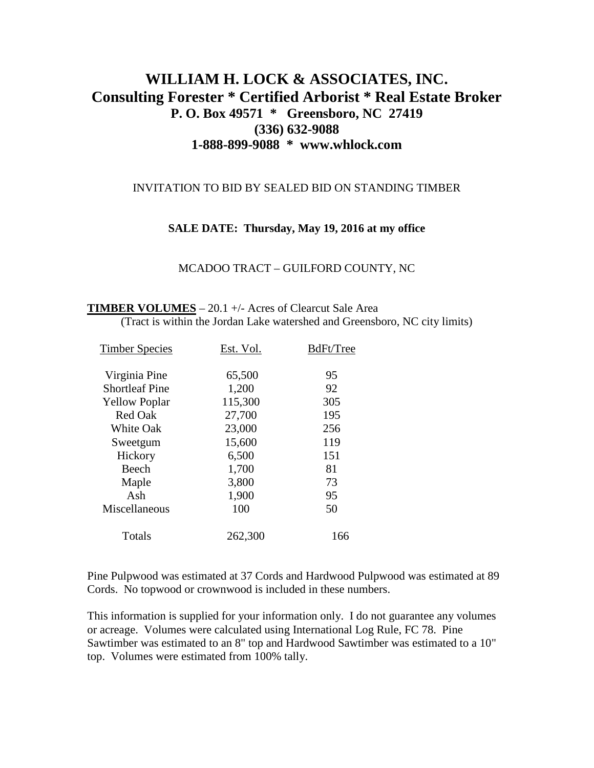# WILLIAM H. LOCK & ASSOCIATES, INC.

## Consulting Forester * Certified Arborist * Real Estate Broker

### P. O. Box 49571 * Greensboro, NC 27419

### (336) 632-9088

### 1-888-899-9088 * www.whlock.com

INVITATION TO BID BY SEALED BID ON STANDING TIMBER

**SALE DATE: Thursday, May 19, 2016 at my office**

MCADOO TRACT – GUILFORD COUNTY, NC

**TIMBER VOLUMES** – 20.1 +/- Acres of Clearcut Sale Area
(Tract is within the Jordan Lake watershed and Greensboro, NC city limits)

| Timber Species | Est. Vol. | BdFt/Tree |
|---|---|---|
| Virginia Pine | 65,500 | 95 |
| Shortleaf Pine | 1,200 | 92 |
| Yellow Poplar | 115,300 | 305 |
| Red Oak | 27,700 | 195 |
| White Oak | 23,000 | 256 |
| Sweetgum | 15,600 | 119 |
| Hickory | 6,500 | 151 |
| Beech | 1,700 | 81 |
| Maple | 3,800 | 73 |
| Ash | 1,900 | 95 |
| Miscellaneous | 100 | 50 |
| Totals | 262,300 | 166 |

Pine Pulpwood was estimated at 37 Cords and Hardwood Pulpwood was estimated at 89 Cords. No topwood or crownwood is included in these numbers.

This information is supplied for your information only. I do not guarantee any volumes or acreage. Volumes were calculated using International Log Rule, FC 78. Pine Sawtimber was estimated to an 8" top and Hardwood Sawtimber was estimated to a 10" top. Volumes were estimated from 100% tally.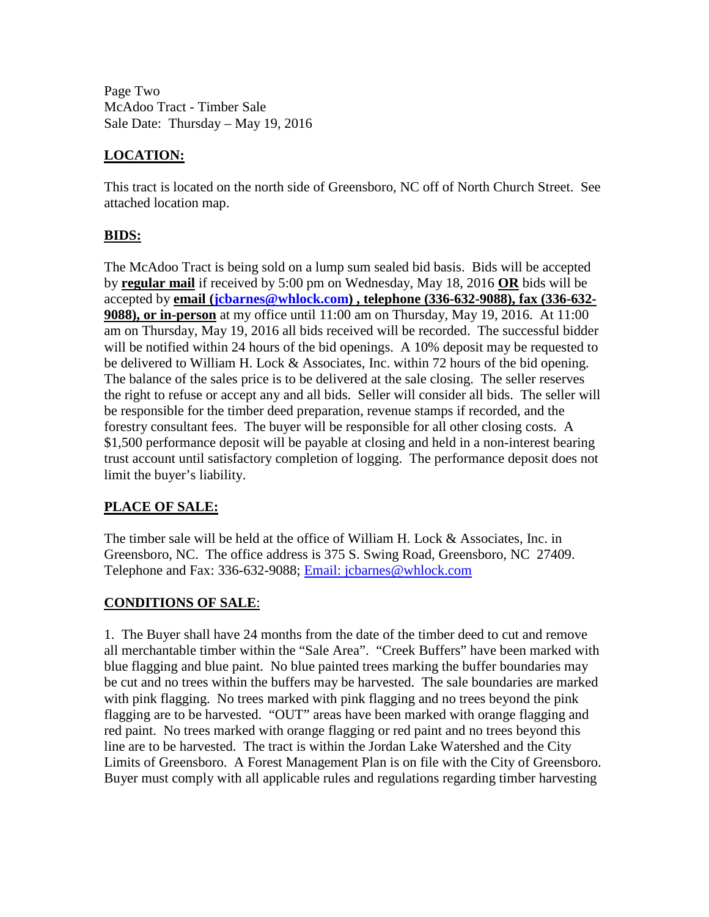Page Two
McAdoo Tract - Timber Sale
Sale Date: Thursday – May 19, 2016

## LOCATION:

This tract is located on the north side of Greensboro, NC off of North Church Street. See attached location map.

## BIDS:

The McAdoo Tract is being sold on a lump sum sealed bid basis. Bids will be accepted by **regular mail** if received by 5:00 pm on Wednesday, May 18, 2016 **OR** bids will be accepted by **email (jcbarnes@whlock.com) , telephone (336-632-9088), fax (336-632-9088), or in-person** at my office until 11:00 am on Thursday, May 19, 2016. At 11:00 am on Thursday, May 19, 2016 all bids received will be recorded. The successful bidder will be notified within 24 hours of the bid openings. A 10% deposit may be requested to be delivered to William H. Lock & Associates, Inc. within 72 hours of the bid opening. The balance of the sales price is to be delivered at the sale closing. The seller reserves the right to refuse or accept any and all bids. Seller will consider all bids. The seller will be responsible for the timber deed preparation, revenue stamps if recorded, and the forestry consultant fees. The buyer will be responsible for all other closing costs. A $1,500 performance deposit will be payable at closing and held in a non-interest bearing trust account until satisfactory completion of logging. The performance deposit does not limit the buyer's liability.

## PLACE OF SALE:

The timber sale will be held at the office of William H. Lock & Associates, Inc. in Greensboro, NC. The office address is 375 S. Swing Road, Greensboro, NC 27409. Telephone and Fax: 336-632-9088; Email: jcbarnes@whlock.com

## CONDITIONS OF SALE:

1. The Buyer shall have 24 months from the date of the timber deed to cut and remove all merchantable timber within the "Sale Area". "Creek Buffers" have been marked with blue flagging and blue paint. No blue painted trees marking the buffer boundaries may be cut and no trees within the buffers may be harvested. The sale boundaries are marked with pink flagging. No trees marked with pink flagging and no trees beyond the pink flagging are to be harvested. "OUT" areas have been marked with orange flagging and red paint. No trees marked with orange flagging or red paint and no trees beyond this line are to be harvested. The tract is within the Jordan Lake Watershed and the City Limits of Greensboro. A Forest Management Plan is on file with the City of Greensboro. Buyer must comply with all applicable rules and regulations regarding timber harvesting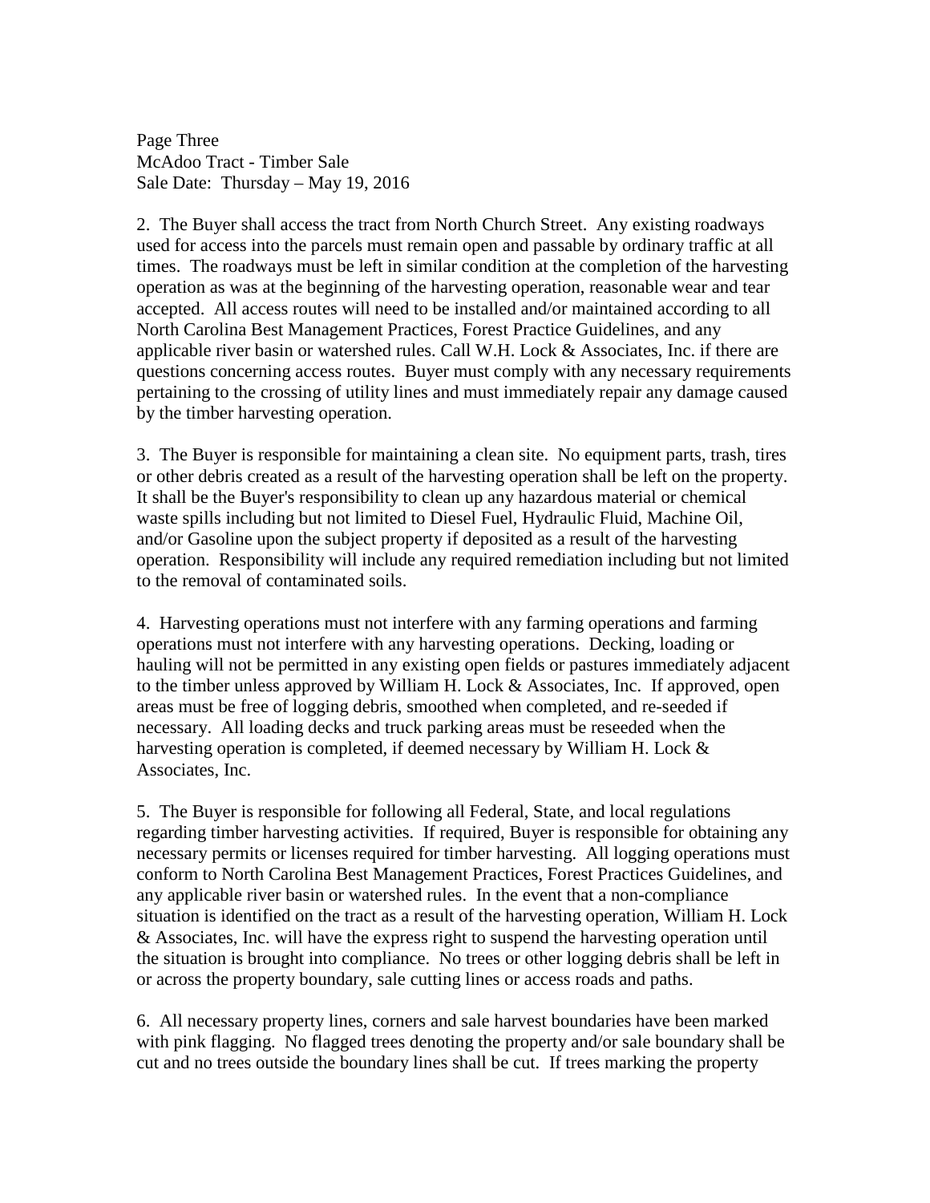Page Three
McAdoo Tract - Timber Sale
Sale Date: Thursday – May 19, 2016

2. The Buyer shall access the tract from North Church Street. Any existing roadways used for access into the parcels must remain open and passable by ordinary traffic at all times. The roadways must be left in similar condition at the completion of the harvesting operation as was at the beginning of the harvesting operation, reasonable wear and tear accepted. All access routes will need to be installed and/or maintained according to all North Carolina Best Management Practices, Forest Practice Guidelines, and any applicable river basin or watershed rules. Call W.H. Lock & Associates, Inc. if there are questions concerning access routes. Buyer must comply with any necessary requirements pertaining to the crossing of utility lines and must immediately repair any damage caused by the timber harvesting operation.

3. The Buyer is responsible for maintaining a clean site. No equipment parts, trash, tires or other debris created as a result of the harvesting operation shall be left on the property. It shall be the Buyer's responsibility to clean up any hazardous material or chemical waste spills including but not limited to Diesel Fuel, Hydraulic Fluid, Machine Oil, and/or Gasoline upon the subject property if deposited as a result of the harvesting operation. Responsibility will include any required remediation including but not limited to the removal of contaminated soils.

4. Harvesting operations must not interfere with any farming operations and farming operations must not interfere with any harvesting operations. Decking, loading or hauling will not be permitted in any existing open fields or pastures immediately adjacent to the timber unless approved by William H. Lock & Associates, Inc. If approved, open areas must be free of logging debris, smoothed when completed, and re-seeded if necessary. All loading decks and truck parking areas must be reseeded when the harvesting operation is completed, if deemed necessary by William H. Lock & Associates, Inc.

5. The Buyer is responsible for following all Federal, State, and local regulations regarding timber harvesting activities. If required, Buyer is responsible for obtaining any necessary permits or licenses required for timber harvesting. All logging operations must conform to North Carolina Best Management Practices, Forest Practices Guidelines, and any applicable river basin or watershed rules. In the event that a non-compliance situation is identified on the tract as a result of the harvesting operation, William H. Lock & Associates, Inc. will have the express right to suspend the harvesting operation until the situation is brought into compliance. No trees or other logging debris shall be left in or across the property boundary, sale cutting lines or access roads and paths.

6. All necessary property lines, corners and sale harvest boundaries have been marked with pink flagging. No flagged trees denoting the property and/or sale boundary shall be cut and no trees outside the boundary lines shall be cut. If trees marking the property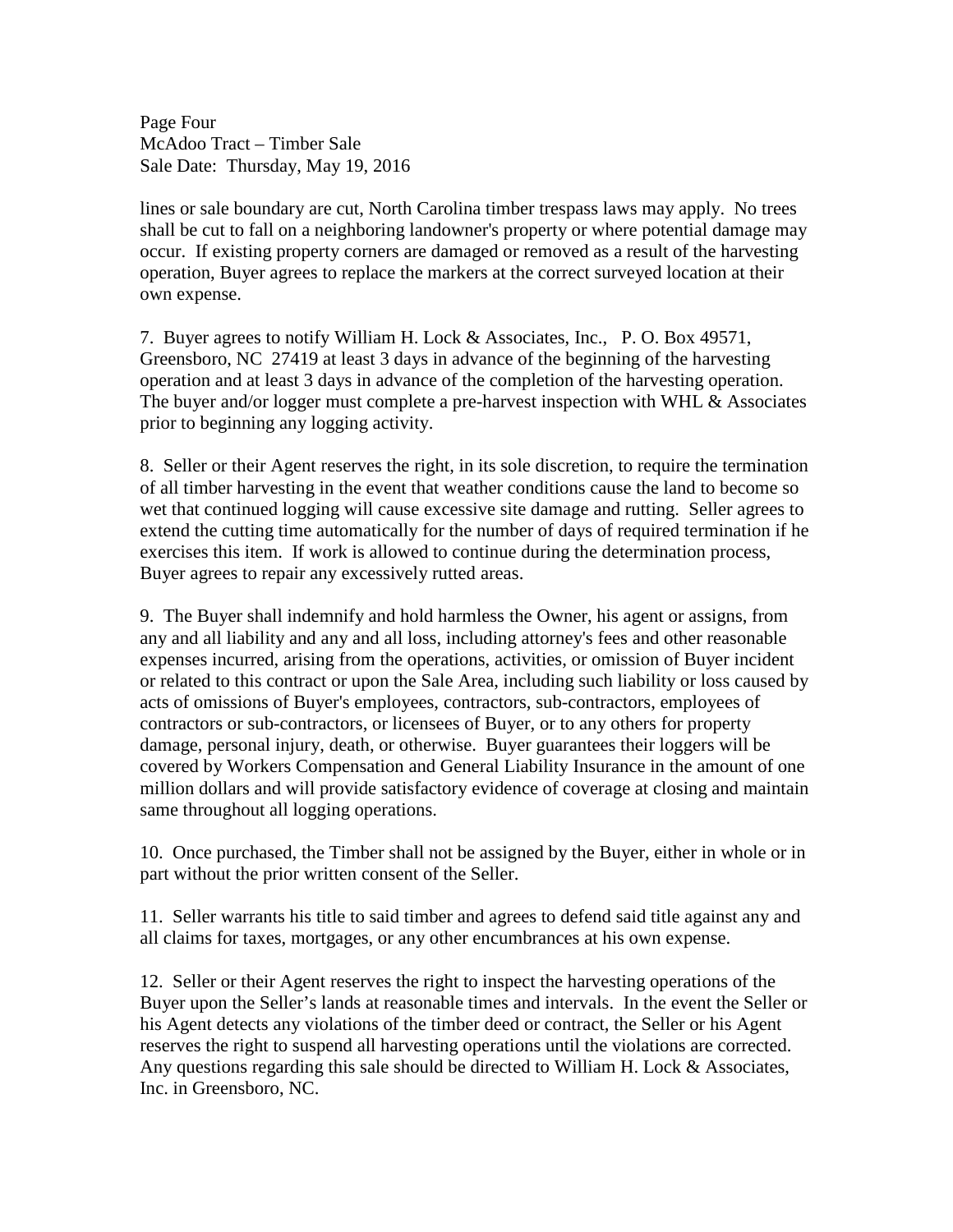lines or sale boundary are cut, North Carolina timber trespass laws may apply. No trees shall be cut to fall on a neighboring landowner's property or where potential damage may occur. If existing property corners are damaged or removed as a result of the harvesting operation, Buyer agrees to replace the markers at the correct surveyed location at their own expense.

7. Buyer agrees to notify William H. Lock & Associates, Inc., P. O. Box 49571, Greensboro, NC 27419 at least 3 days in advance of the beginning of the harvesting operation and at least 3 days in advance of the completion of the harvesting operation. The buyer and/or logger must complete a pre-harvest inspection with WHL & Associates prior to beginning any logging activity.

8. Seller or their Agent reserves the right, in its sole discretion, to require the termination of all timber harvesting in the event that weather conditions cause the land to become so wet that continued logging will cause excessive site damage and rutting. Seller agrees to extend the cutting time automatically for the number of days of required termination if he exercises this item. If work is allowed to continue during the determination process, Buyer agrees to repair any excessively rutted areas.

9. The Buyer shall indemnify and hold harmless the Owner, his agent or assigns, from any and all liability and any and all loss, including attorney's fees and other reasonable expenses incurred, arising from the operations, activities, or omission of Buyer incident or related to this contract or upon the Sale Area, including such liability or loss caused by acts of omissions of Buyer's employees, contractors, sub-contractors, employees of contractors or sub-contractors, or licensees of Buyer, or to any others for property damage, personal injury, death, or otherwise. Buyer guarantees their loggers will be covered by Workers Compensation and General Liability Insurance in the amount of one million dollars and will provide satisfactory evidence of coverage at closing and maintain same throughout all logging operations.

10. Once purchased, the Timber shall not be assigned by the Buyer, either in whole or in part without the prior written consent of the Seller.

11. Seller warrants his title to said timber and agrees to defend said title against any and all claims for taxes, mortgages, or any other encumbrances at his own expense.

12. Seller or their Agent reserves the right to inspect the harvesting operations of the Buyer upon the Seller's lands at reasonable times and intervals. In the event the Seller or his Agent detects any violations of the timber deed or contract, the Seller or his Agent reserves the right to suspend all harvesting operations until the violations are corrected. Any questions regarding this sale should be directed to William H. Lock & Associates, Inc. in Greensboro, NC.